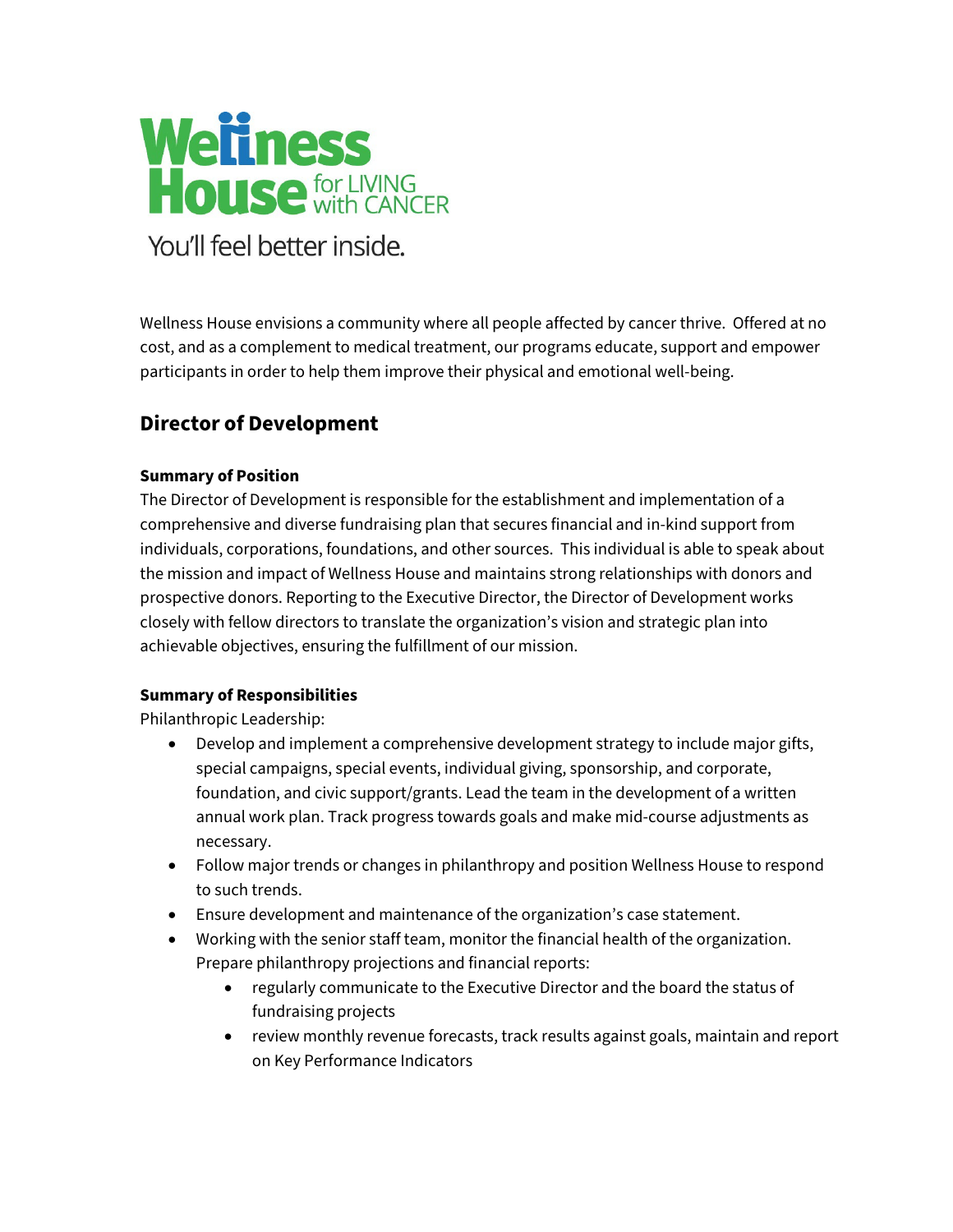Wellness House for LIVING with CANCER

You'll feel better inside.

Wellness House envisions a community where all people affected by cancer thrive. Offered at no cost, and as a complement to medical treatment, our programs educate, support and empower participants in order to help them improve their physical and emotional well-being.

## Director of Development

**Summary of Position**

The Director of Development is responsible for the establishment and implementation of a comprehensive and diverse fundraising plan that secures financial and in-kind support from individuals, corporations, foundations, and other sources. This individual is able to speak about the mission and impact of Wellness House and maintains strong relationships with donors and prospective donors. Reporting to the Executive Director, the Director of Development works closely with fellow directors to translate the organization's vision and strategic plan into achievable objectives, ensuring the fulfillment of our mission.

**Summary of Responsibilities**

Philanthropic Leadership:

- Develop and implement a comprehensive development strategy to include major gifts, special campaigns, special events, individual giving, sponsorship, and corporate, foundation, and civic support/grants. Lead the team in the development of a written annual work plan. Track progress towards goals and make mid-course adjustments as necessary.
- Follow major trends or changes in philanthropy and position Wellness House to respond to such trends.
- Ensure development and maintenance of the organization's case statement.
- Working with the senior staff team, monitor the financial health of the organization. Prepare philanthropy projections and financial reports:
    - regularly communicate to the Executive Director and the board the status of fundraising projects
    - review monthly revenue forecasts, track results against goals, maintain and report on Key Performance Indicators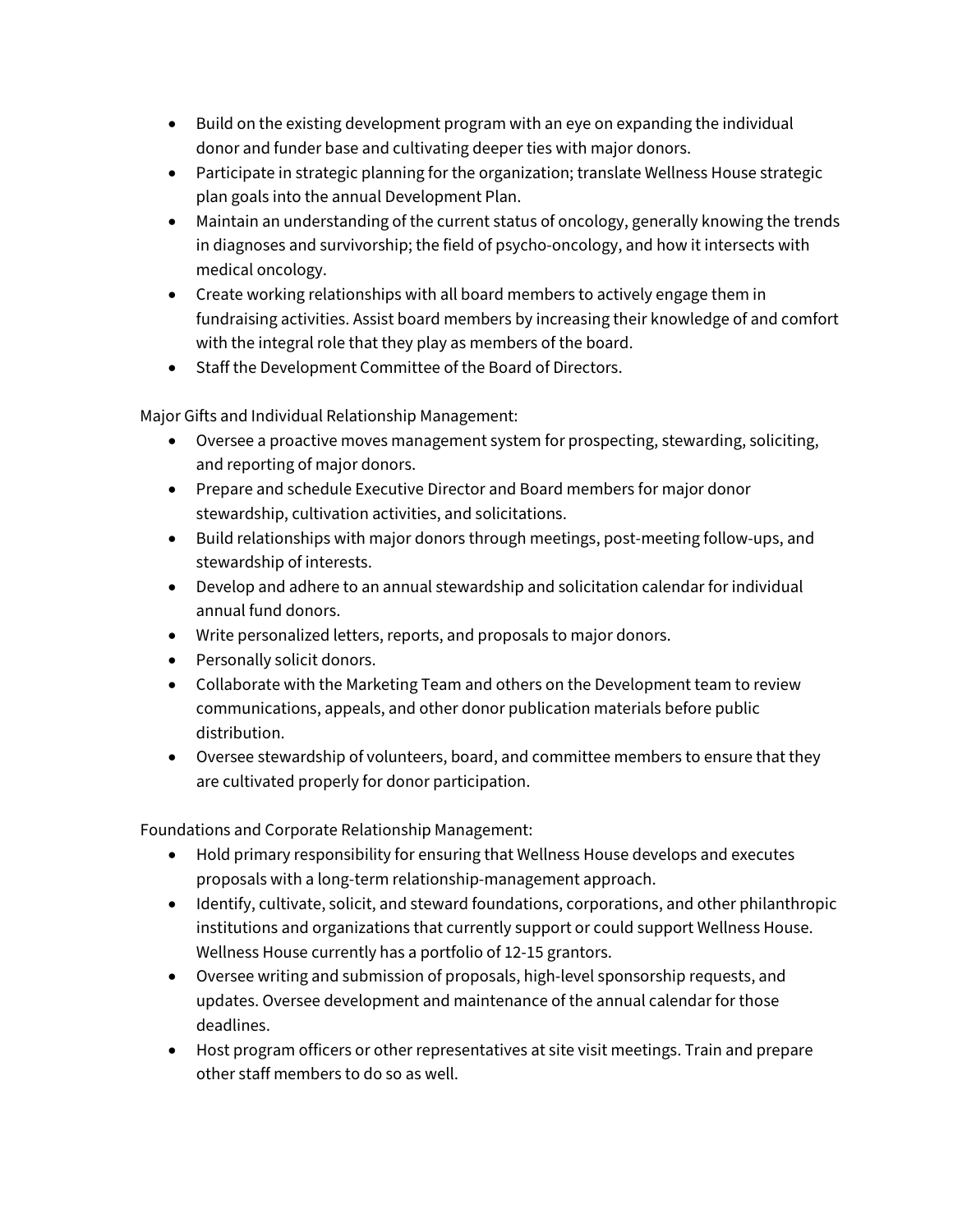- Build on the existing development program with an eye on expanding the individual donor and funder base and cultivating deeper ties with major donors.
- Participate in strategic planning for the organization; translate Wellness House strategic plan goals into the annual Development Plan.
- Maintain an understanding of the current status of oncology, generally knowing the trends in diagnoses and survivorship; the field of psycho-oncology, and how it intersects with medical oncology.
- Create working relationships with all board members to actively engage them in fundraising activities. Assist board members by increasing their knowledge of and comfort with the integral role that they play as members of the board.
- Staff the Development Committee of the Board of Directors.

Major Gifts and Individual Relationship Management:

- Oversee a proactive moves management system for prospecting, stewarding, soliciting, and reporting of major donors.
- Prepare and schedule Executive Director and Board members for major donor stewardship, cultivation activities, and solicitations.
- Build relationships with major donors through meetings, post-meeting follow-ups, and stewardship of interests.
- Develop and adhere to an annual stewardship and solicitation calendar for individual annual fund donors.
- Write personalized letters, reports, and proposals to major donors.
- Personally solicit donors.
- Collaborate with the Marketing Team and others on the Development team to review communications, appeals, and other donor publication materials before public distribution.
- Oversee stewardship of volunteers, board, and committee members to ensure that they are cultivated properly for donor participation.

Foundations and Corporate Relationship Management:

- Hold primary responsibility for ensuring that Wellness House develops and executes proposals with a long-term relationship-management approach.
- Identify, cultivate, solicit, and steward foundations, corporations, and other philanthropic institutions and organizations that currently support or could support Wellness House. Wellness House currently has a portfolio of 12-15 grantors.
- Oversee writing and submission of proposals, high-level sponsorship requests, and updates. Oversee development and maintenance of the annual calendar for those deadlines.
- Host program officers or other representatives at site visit meetings. Train and prepare other staff members to do so as well.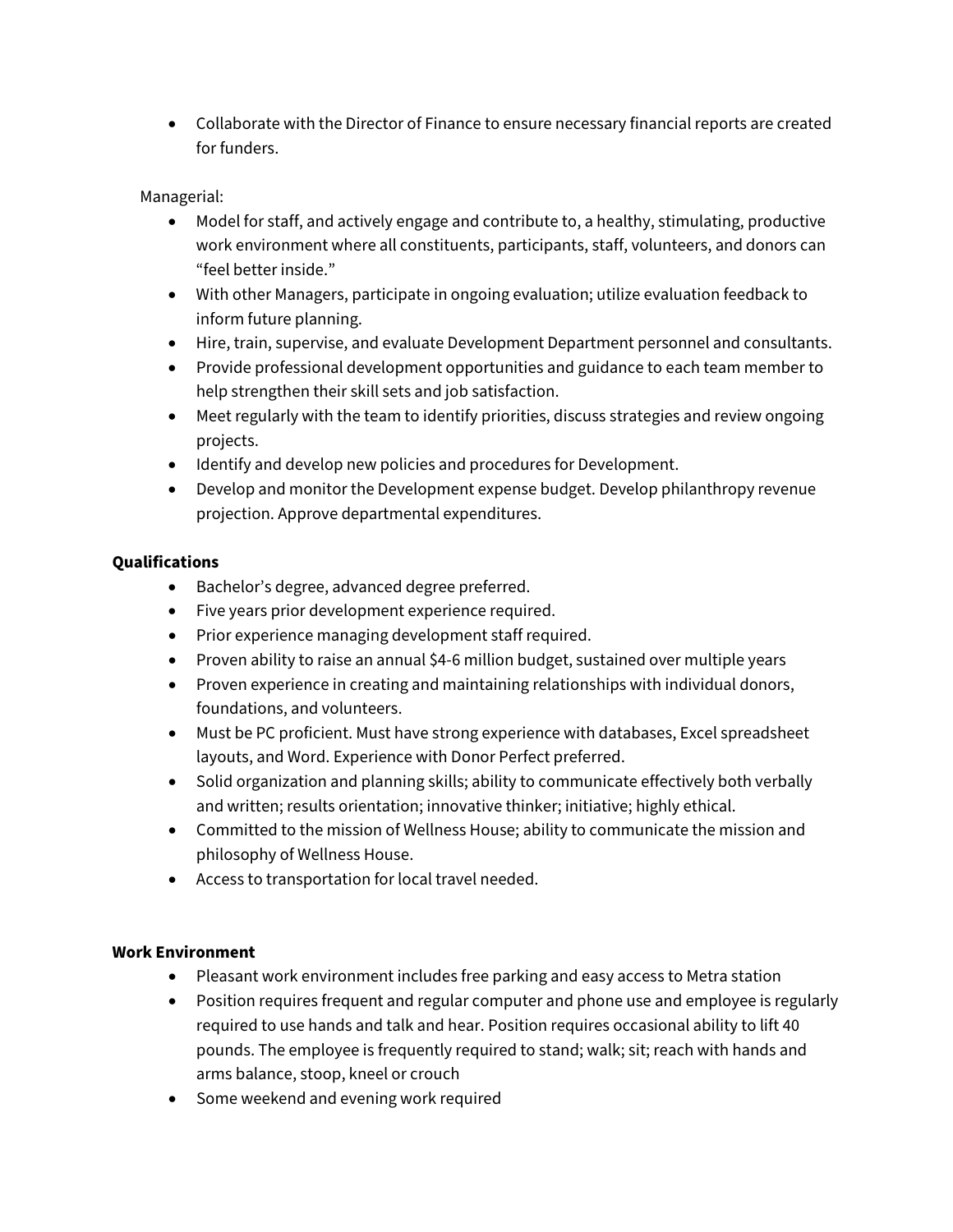- Collaborate with the Director of Finance to ensure necessary financial reports are created for funders.

Managerial:

- Model for staff, and actively engage and contribute to, a healthy, stimulating, productive work environment where all constituents, participants, staff, volunteers, and donors can "feel better inside."
- With other Managers, participate in ongoing evaluation; utilize evaluation feedback to inform future planning.
- Hire, train, supervise, and evaluate Development Department personnel and consultants.
- Provide professional development opportunities and guidance to each team member to help strengthen their skill sets and job satisfaction.
- Meet regularly with the team to identify priorities, discuss strategies and review ongoing projects.
- Identify and develop new policies and procedures for Development.
- Develop and monitor the Development expense budget. Develop philanthropy revenue projection. Approve departmental expenditures.

**Qualifications**

- Bachelor's degree, advanced degree preferred.
- Five years prior development experience required.
- Prior experience managing development staff required.
- Proven ability to raise an annual $4-6 million budget, sustained over multiple years
- Proven experience in creating and maintaining relationships with individual donors, foundations, and volunteers.
- Must be PC proficient. Must have strong experience with databases, Excel spreadsheet layouts, and Word. Experience with Donor Perfect preferred.
- Solid organization and planning skills; ability to communicate effectively both verbally and written; results orientation; innovative thinker; initiative; highly ethical.
- Committed to the mission of Wellness House; ability to communicate the mission and philosophy of Wellness House.
- Access to transportation for local travel needed.

**Work Environment**

- Pleasant work environment includes free parking and easy access to Metra station
- Position requires frequent and regular computer and phone use and employee is regularly required to use hands and talk and hear. Position requires occasional ability to lift 40 pounds. The employee is frequently required to stand; walk; sit; reach with hands and arms balance, stoop, kneel or crouch
- Some weekend and evening work required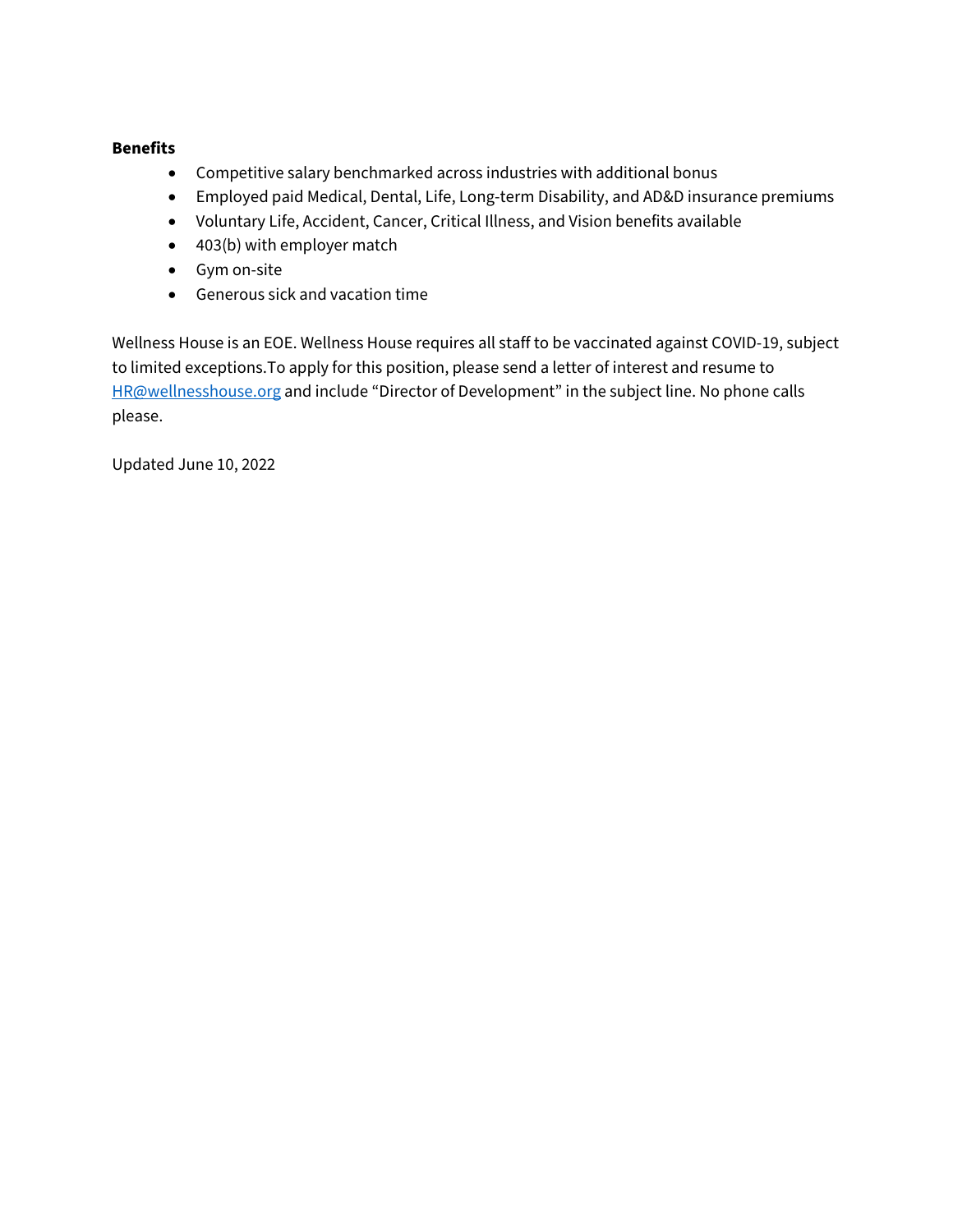**Benefits**

- Competitive salary benchmarked across industries with additional bonus
- Employed paid Medical, Dental, Life, Long-term Disability, and AD&D insurance premiums
- Voluntary Life, Accident, Cancer, Critical Illness, and Vision benefits available
- 403(b) with employer match
- Gym on-site
- Generous sick and vacation time

Wellness House is an EOE. Wellness House requires all staff to be vaccinated against COVID-19, subject to limited exceptions.To apply for this position, please send a letter of interest and resume to HR@wellnesshouse.org and include “Director of Development” in the subject line. No phone calls please.

Updated June 10, 2022